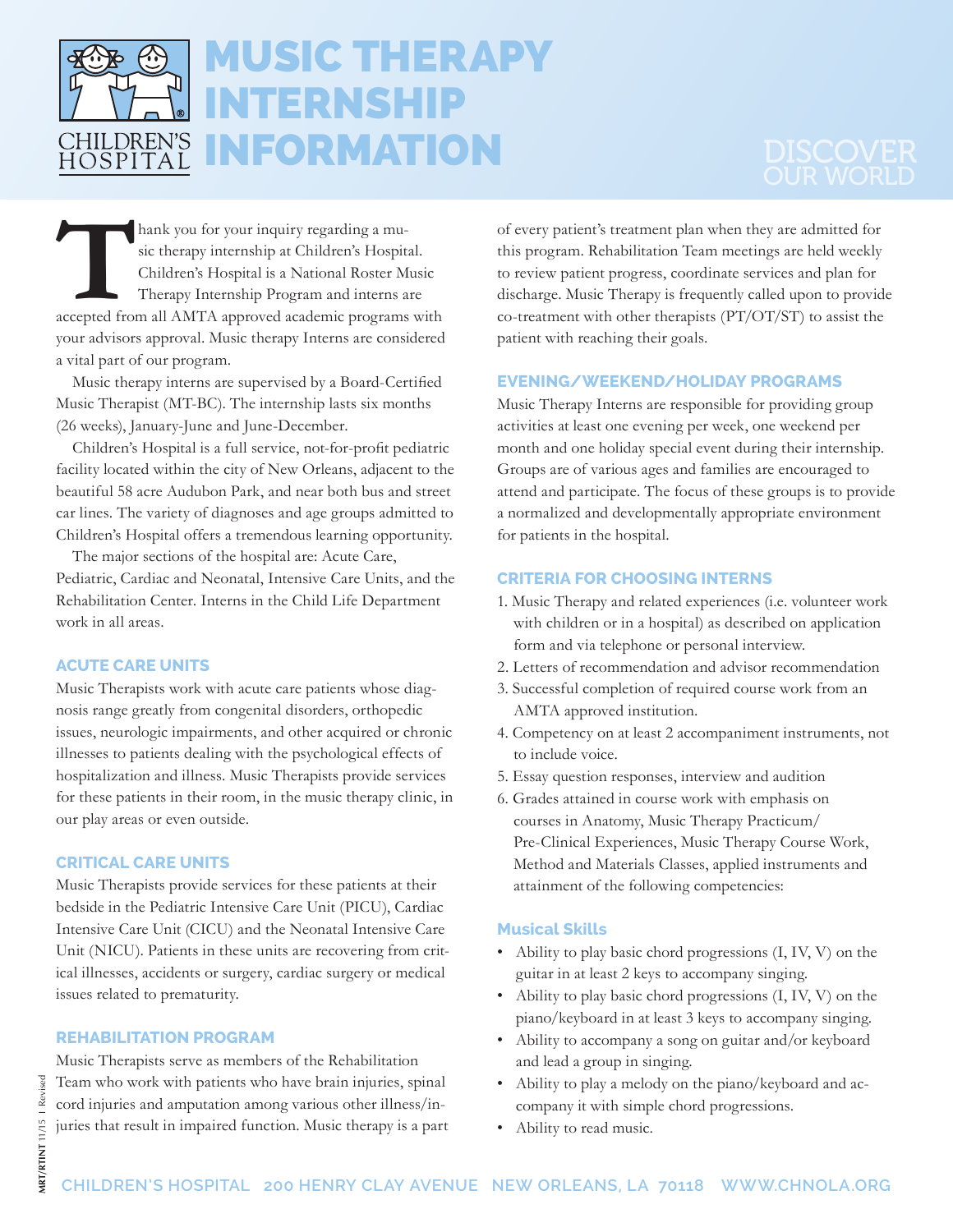# MUSIC THERAPY INTERNSHIP INFORMATION

CHILDREN'S HOSPITAL

DISCOVER OUR WORLD

Thank you for your inquiry regarding a music therapy internship at Children's Hospital. Children's Hospital is a National Roster Music Therapy Internship Program and interns are accepted from all AMTA approved academic programs with your advisors approval. Music therapy Interns are considered a vital part of our program.

Music therapy interns are supervised by a Board-Certified Music Therapist (MT-BC). The internship lasts six months (26 weeks), January-June and June-December.

Children's Hospital is a full service, not-for-profit pediatric facility located within the city of New Orleans, adjacent to the beautiful 58 acre Audubon Park, and near both bus and street car lines. The variety of diagnoses and age groups admitted to Children's Hospital offers a tremendous learning opportunity.

The major sections of the hospital are: Acute Care, Pediatric, Cardiac and Neonatal, Intensive Care Units, and the Rehabilitation Center. Interns in the Child Life Department work in all areas.

## ACUTE CARE UNITS

Music Therapists work with acute care patients whose diagnosis range greatly from congenital disorders, orthopedic issues, neurologic impairments, and other acquired or chronic illnesses to patients dealing with the psychological effects of hospitalization and illness. Music Therapists provide services for these patients in their room, in the music therapy clinic, in our play areas or even outside.

## CRITICAL CARE UNITS

Music Therapists provide services for these patients at their bedside in the Pediatric Intensive Care Unit (PICU), Cardiac Intensive Care Unit (CICU) and the Neonatal Intensive Care Unit (NICU). Patients in these units are recovering from critical illnesses, accidents or surgery, cardiac surgery or medical issues related to prematurity.

## REHABILITATION PROGRAM

Music Therapists serve as members of the Rehabilitation Team who work with patients who have brain injuries, spinal cord injuries and amputation among various other illness/injuries that result in impaired function. Music therapy is a part of every patient's treatment plan when they are admitted for this program. Rehabilitation Team meetings are held weekly to review patient progress, coordinate services and plan for discharge. Music Therapy is frequently called upon to provide co-treatment with other therapists (PT/OT/ST) to assist the patient with reaching their goals.

## EVENING/WEEKEND/HOLIDAY PROGRAMS

Music Therapy Interns are responsible for providing group activities at least one evening per week, one weekend per month and one holiday special event during their internship. Groups are of various ages and families are encouraged to attend and participate. The focus of these groups is to provide a normalized and developmentally appropriate environment for patients in the hospital.

## CRITERIA FOR CHOOSING INTERNS

1. Music Therapy and related experiences (i.e. volunteer work with children or in a hospital) as described on application form and via telephone or personal interview.
2. Letters of recommendation and advisor recommendation
3. Successful completion of required course work from an AMTA approved institution.
4. Competency on at least 2 accompaniment instruments, not to include voice.
5. Essay question responses, interview and audition
6. Grades attained in course work with emphasis on courses in Anatomy, Music Therapy Practicum/Pre-Clinical Experiences, Music Therapy Course Work, Method and Materials Classes, applied instruments and attainment of the following competencies:

### Musical Skills

- Ability to play basic chord progressions (I, IV, V) on the guitar in at least 2 keys to accompany singing.
- Ability to play basic chord progressions (I, IV, V) on the piano/keyboard in at least 3 keys to accompany singing.
- Ability to accompany a song on guitar and/or keyboard and lead a group in singing.
- Ability to play a melody on the piano/keyboard and accompany it with simple chord progressions.
- Ability to read music.

MRT/RTINT 11/15 | Revised

CHILDREN'S HOSPITAL 200 HENRY CLAY AVENUE NEW ORLEANS, LA 70118 WWW.CHNOLA.ORG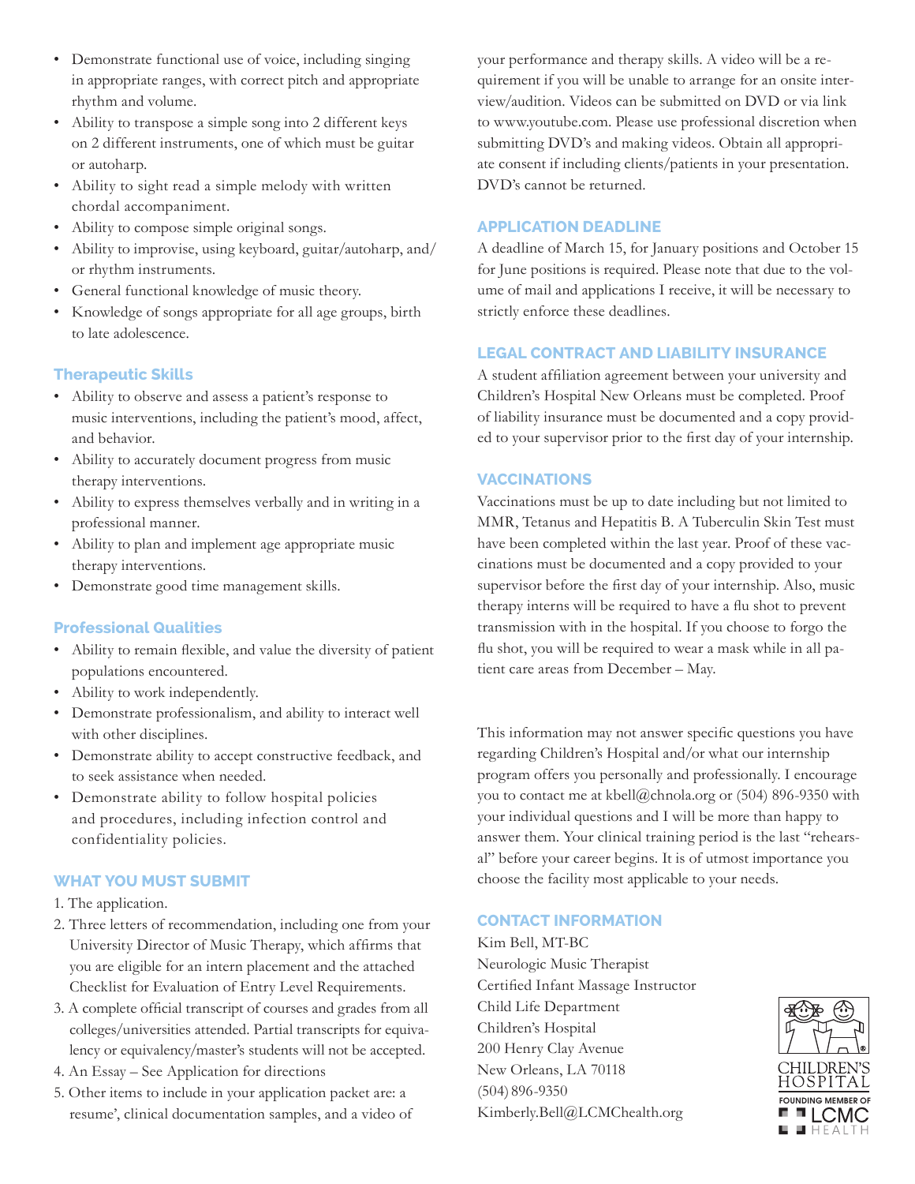- Demonstrate functional use of voice, including singing in appropriate ranges, with correct pitch and appropriate rhythm and volume.
- Ability to transpose a simple song into 2 different keys on 2 different instruments, one of which must be guitar or autoharp.
- Ability to sight read a simple melody with written chordal accompaniment.
- Ability to compose simple original songs.
- Ability to improvise, using keyboard, guitar/autoharp, and/or rhythm instruments.
- General functional knowledge of music theory.
- Knowledge of songs appropriate for all age groups, birth to late adolescence.

### Therapeutic Skills

- Ability to observe and assess a patient's response to music interventions, including the patient's mood, affect, and behavior.
- Ability to accurately document progress from music therapy interventions.
- Ability to express themselves verbally and in writing in a professional manner.
- Ability to plan and implement age appropriate music therapy interventions.
- Demonstrate good time management skills.

### Professional Qualities

- Ability to remain flexible, and value the diversity of patient populations encountered.
- Ability to work independently.
- Demonstrate professionalism, and ability to interact well with other disciplines.
- Demonstrate ability to accept constructive feedback, and to seek assistance when needed.
- Demonstrate ability to follow hospital policies and procedures, including infection control and confidentiality policies.

## WHAT YOU MUST SUBMIT

1. The application.
2. Three letters of recommendation, including one from your University Director of Music Therapy, which affirms that you are eligible for an intern placement and the attached Checklist for Evaluation of Entry Level Requirements.
3. A complete official transcript of courses and grades from all colleges/universities attended. Partial transcripts for equivalency or equivalency/master's students will not be accepted.
4. An Essay – See Application for directions
5. Other items to include in your application packet are: a resume', clinical documentation samples, and a video of your performance and therapy skills. A video will be a requirement if you will be unable to arrange for an onsite interview/audition. Videos can be submitted on DVD or via link to www.youtube.com. Please use professional discretion when submitting DVD's and making videos. Obtain all appropriate consent if including clients/patients in your presentation. DVD's cannot be returned.

## APPLICATION DEADLINE

A deadline of March 15, for January positions and October 15 for June positions is required. Please note that due to the volume of mail and applications I receive, it will be necessary to strictly enforce these deadlines.

## LEGAL CONTRACT AND LIABILITY INSURANCE

A student affiliation agreement between your university and Children's Hospital New Orleans must be completed. Proof of liability insurance must be documented and a copy provided to your supervisor prior to the first day of your internship.

## VACCINATIONS

Vaccinations must be up to date including but not limited to MMR, Tetanus and Hepatitis B. A Tuberculin Skin Test must have been completed within the last year. Proof of these vaccinations must be documented and a copy provided to your supervisor before the first day of your internship. Also, music therapy interns will be required to have a flu shot to prevent transmission with in the hospital. If you choose to forgo the flu shot, you will be required to wear a mask while in all patient care areas from December – May.

This information may not answer specific questions you have regarding Children's Hospital and/or what our internship program offers you personally and professionally. I encourage you to contact me at kbell@chnola.org or (504) 896-9350 with your individual questions and I will be more than happy to answer them. Your clinical training period is the last "rehearsal" before your career begins. It is of utmost importance you choose the facility most applicable to your needs.

## CONTACT INFORMATION

Kim Bell, MT-BC
Neurologic Music Therapist
Certified Infant Massage Instructor
Child Life Department
Children's Hospital
200 Henry Clay Avenue
New Orleans, LA 70118
(504) 896-9350
Kimberly.Bell@LCMChealth.org

CHILDREN'S HOSPITAL
FOUNDING MEMBER OF LCMC HEALTH